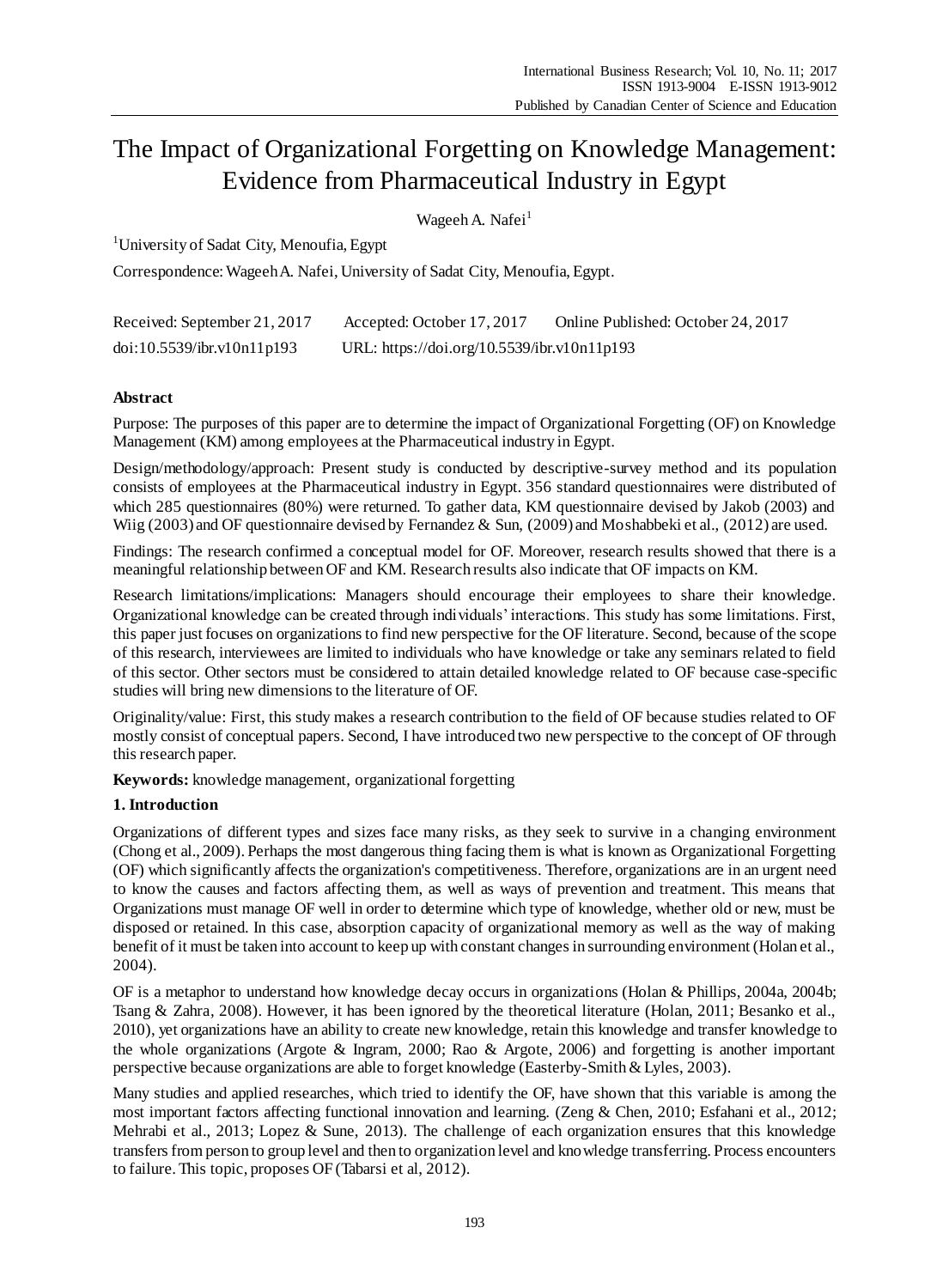# The Impact of Organizational Forgetting on Knowledge Management: Evidence from Pharmaceutical Industry in Egypt

Wageeh A. Nafei[1]

[1]University of Sadat City, Menoufia, Egypt

Correspondence: Wageeh A. Nafei, University of Sadat City, Menoufia, Egypt.

Received: September 21, 2017 Accepted: October 17, 2017 Online Published: October 24, 2017

doi:10.5539/ibr.v10n11p193 URL: https://doi.org/10.5539/ibr.v10n11p193

## Abstract

Purpose: The purposes of this paper are to determine the impact of Organizational Forgetting (OF) on Knowledge Management (KM) among employees at the Pharmaceutical industry in Egypt.

Design/methodology/approach: Present study is conducted by descriptive-survey method and its population consists of employees at the Pharmaceutical industry in Egypt. 356 standard questionnaires were distributed of which 285 questionnaires (80%) were returned. To gather data, KM questionnaire devised by Jakob (2003) and Wiig (2003) and OF questionnaire devised by Fernandez & Sun, (2009) and Moshabbeki et al., (2012) are used.

Findings: The research confirmed a conceptual model for OF. Moreover, research results showed that there is a meaningful relationship between OF and KM. Research results also indicate that OF impacts on KM.

Research limitations/implications: Managers should encourage their employees to share their knowledge. Organizational knowledge can be created through individuals' interactions. This study has some limitations. First, this paper just focuses on organizations to find new perspective for the OF literature. Second, because of the scope of this research, interviewees are limited to individuals who have knowledge or take any seminars related to field of this sector. Other sectors must be considered to attain detailed knowledge related to OF because case-specific studies will bring new dimensions to the literature of OF.

Originality/value: First, this study makes a research contribution to the field of OF because studies related to OF mostly consist of conceptual papers. Second, I have introduced two new perspective to the concept of OF through this research paper.

**Keywords:** knowledge management, organizational forgetting

## 1. Introduction

Organizations of different types and sizes face many risks, as they seek to survive in a changing environment (Chong et al., 2009). Perhaps the most dangerous thing facing them is what is known as Organizational Forgetting (OF) which significantly affects the organization's competitiveness. Therefore, organizations are in an urgent need to know the causes and factors affecting them, as well as ways of prevention and treatment. This means that Organizations must manage OF well in order to determine which type of knowledge, whether old or new, must be disposed or retained. In this case, absorption capacity of organizational memory as well as the way of making benefit of it must be taken into account to keep up with constant changes in surrounding environment (Holan et al., 2004).

OF is a metaphor to understand how knowledge decay occurs in organizations (Holan & Phillips, 2004a, 2004b; Tsang & Zahra, 2008). However, it has been ignored by the theoretical literature (Holan, 2011; Besanko et al., 2010), yet organizations have an ability to create new knowledge, retain this knowledge and transfer knowledge to the whole organizations (Argote & Ingram, 2000; Rao & Argote, 2006) and forgetting is another important perspective because organizations are able to forget knowledge (Easterby-Smith & Lyles, 2003).

Many studies and applied researches, which tried to identify the OF, have shown that this variable is among the most important factors affecting functional innovation and learning. (Zeng & Chen, 2010; Esfahani et al., 2012; Mehrabi et al., 2013; Lopez & Sune, 2013). The challenge of each organization ensures that this knowledge transfers from person to group level and then to organization level and knowledge transferring. Process encounters to failure. This topic, proposes OF (Tabarsi et al, 2012).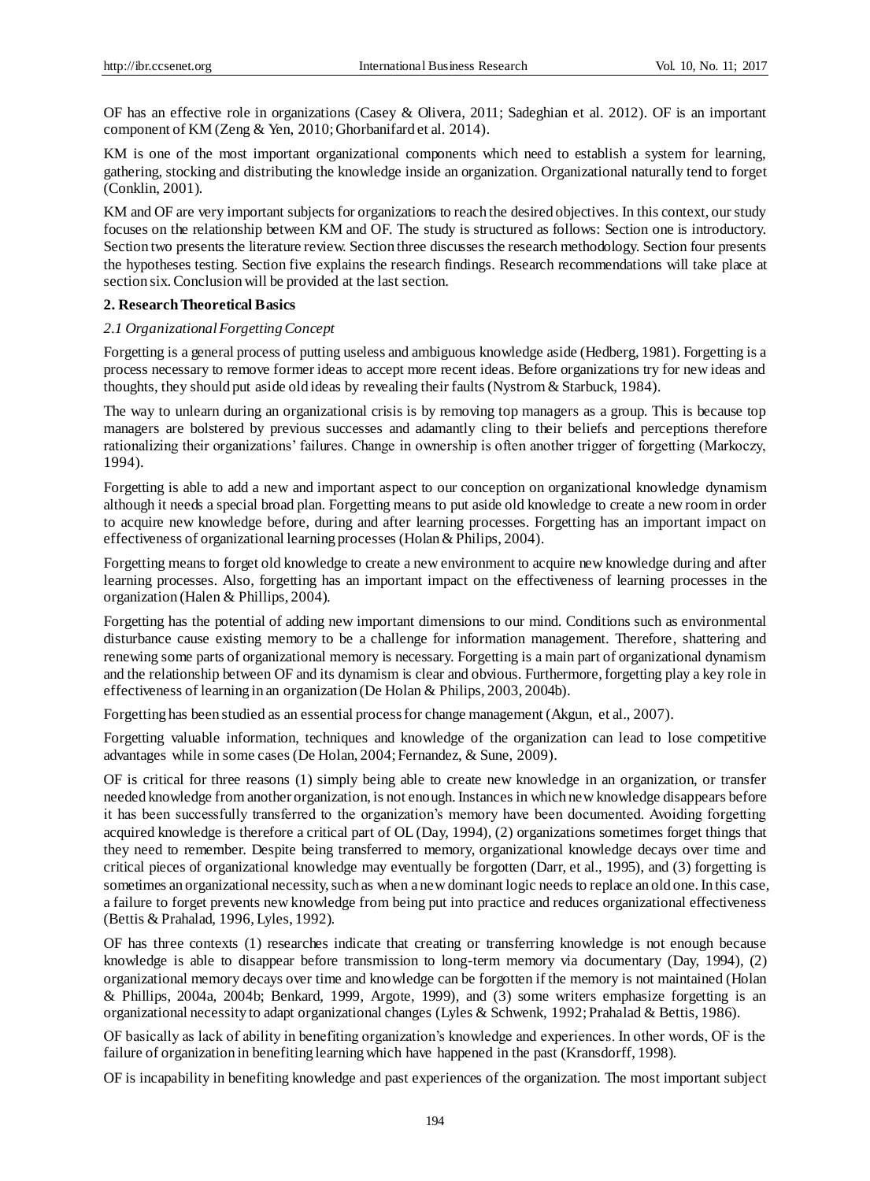OF has an effective role in organizations (Casey & Olivera, 2011; Sadeghian et al. 2012). OF is an important component of KM (Zeng & Yen, 2010; Ghorbanifard et al. 2014).

KM is one of the most important organizational components which need to establish a system for learning, gathering, stocking and distributing the knowledge inside an organization. Organizational naturally tend to forget (Conklin, 2001).

KM and OF are very important subjects for organizations to reach the desired objectives. In this context, our study focuses on the relationship between KM and OF. The study is structured as follows: Section one is introductory. Section two presents the literature review. Section three discusses the research methodology. Section four presents the hypotheses testing. Section five explains the research findings. Research recommendations will take place at section six. Conclusion will be provided at the last section.

## 2. Research Theoretical Basics

### *2.1 Organizational Forgetting Concept*

Forgetting is a general process of putting useless and ambiguous knowledge aside (Hedberg, 1981). Forgetting is a process necessary to remove former ideas to accept more recent ideas. Before organizations try for new ideas and thoughts, they should put aside old ideas by revealing their faults (Nystrom & Starbuck, 1984).

The way to unlearn during an organizational crisis is by removing top managers as a group. This is because top managers are bolstered by previous successes and adamantly cling to their beliefs and perceptions therefore rationalizing their organizations' failures. Change in ownership is often another trigger of forgetting (Markoczy, 1994).

Forgetting is able to add a new and important aspect to our conception on organizational knowledge dynamism although it needs a special broad plan. Forgetting means to put aside old knowledge to create a new room in order to acquire new knowledge before, during and after learning processes. Forgetting has an important impact on effectiveness of organizational learning processes (Holan & Philips, 2004).

Forgetting means to forget old knowledge to create a new environment to acquire new knowledge during and after learning processes. Also, forgetting has an important impact on the effectiveness of learning processes in the organization (Halen & Phillips, 2004).

Forgetting has the potential of adding new important dimensions to our mind. Conditions such as environmental disturbance cause existing memory to be a challenge for information management. Therefore, shattering and renewing some parts of organizational memory is necessary. Forgetting is a main part of organizational dynamism and the relationship between OF and its dynamism is clear and obvious. Furthermore, forgetting play a key role in effectiveness of learning in an organization (De Holan & Philips, 2003, 2004b).

Forgetting has been studied as an essential process for change management (Akgun, et al., 2007).

Forgetting valuable information, techniques and knowledge of the organization can lead to lose competitive advantages while in some cases (De Holan, 2004; Fernandez, & Sune, 2009).

OF is critical for three reasons (1) simply being able to create new knowledge in an organization, or transfer needed knowledge from another organization, is not enough. Instances in which new knowledge disappears before it has been successfully transferred to the organization's memory have been documented. Avoiding forgetting acquired knowledge is therefore a critical part of OL (Day, 1994), (2) organizations sometimes forget things that they need to remember. Despite being transferred to memory, organizational knowledge decays over time and critical pieces of organizational knowledge may eventually be forgotten (Darr, et al., 1995), and (3) forgetting is sometimes an organizational necessity, such as when a new dominant logic needs to replace an old one. In this case, a failure to forget prevents new knowledge from being put into practice and reduces organizational effectiveness (Bettis & Prahalad, 1996, Lyles, 1992).

OF has three contexts (1) researches indicate that creating or transferring knowledge is not enough because knowledge is able to disappear before transmission to long-term memory via documentary (Day, 1994), (2) organizational memory decays over time and knowledge can be forgotten if the memory is not maintained (Holan & Phillips, 2004a, 2004b; Benkard, 1999, Argote, 1999), and (3) some writers emphasize forgetting is an organizational necessity to adapt organizational changes (Lyles & Schwenk, 1992; Prahalad & Bettis, 1986).

OF basically as lack of ability in benefiting organization's knowledge and experiences. In other words, OF is the failure of organization in benefiting learning which have happened in the past (Kransdorff, 1998).

OF is incapability in benefiting knowledge and past experiences of the organization. The most important subject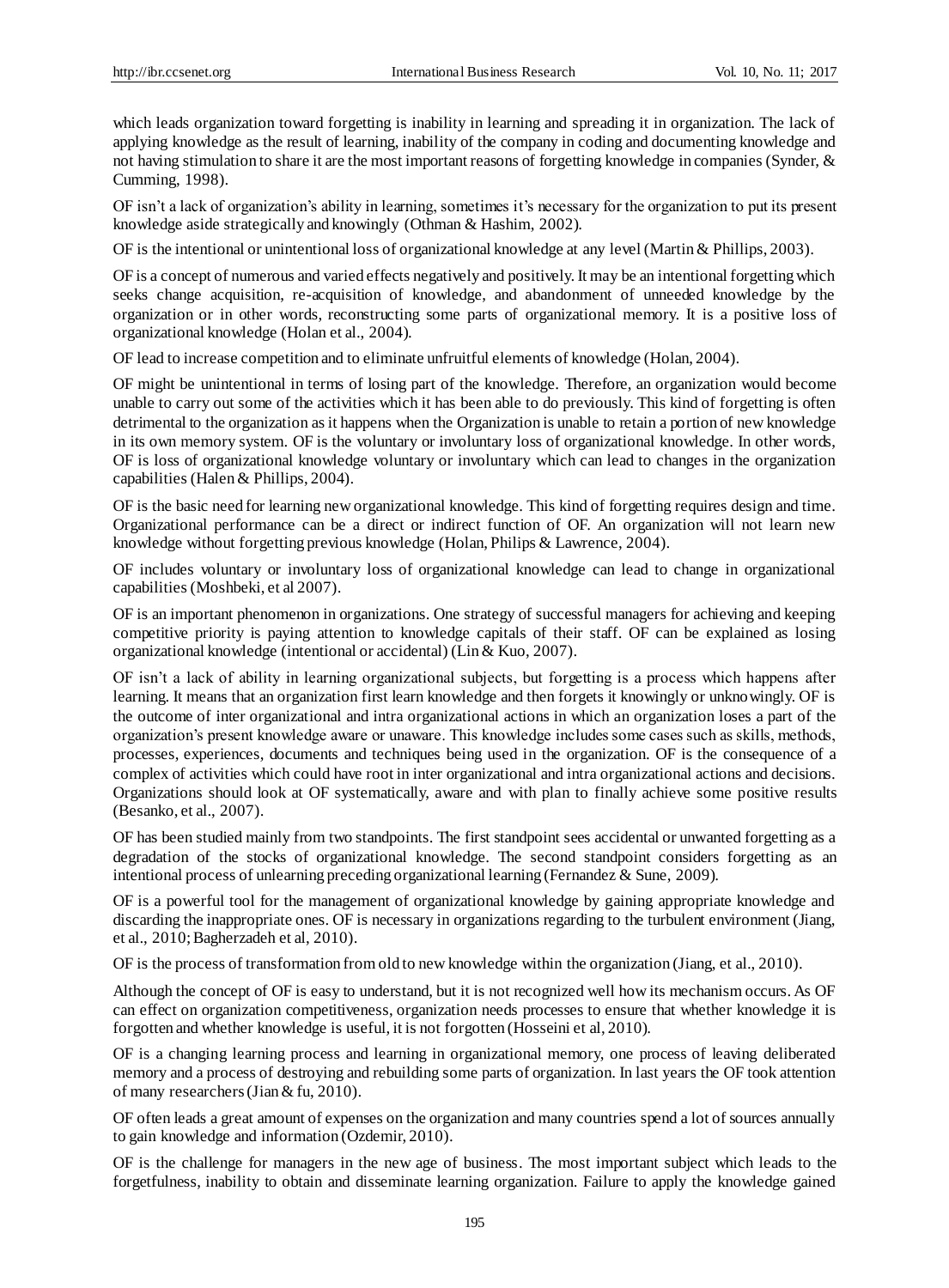which leads organization toward forgetting is inability in learning and spreading it in organization. The lack of applying knowledge as the result of learning, inability of the company in coding and documenting knowledge and not having stimulation to share it are the most important reasons of forgetting knowledge in companies (Synder, & Cumming, 1998).

OF isn't a lack of organization's ability in learning, sometimes it's necessary for the organization to put its present knowledge aside strategically and knowingly (Othman & Hashim, 2002).

OF is the intentional or unintentional loss of organizational knowledge at any level (Martin & Phillips, 2003).

OF is a concept of numerous and varied effects negatively and positively. It may be an intentional forgetting which seeks change acquisition, re-acquisition of knowledge, and abandonment of unneeded knowledge by the organization or in other words, reconstructing some parts of organizational memory. It is a positive loss of organizational knowledge (Holan et al., 2004).

OF lead to increase competition and to eliminate unfruitful elements of knowledge (Holan, 2004).

OF might be unintentional in terms of losing part of the knowledge. Therefore, an organization would become unable to carry out some of the activities which it has been able to do previously. This kind of forgetting is often detrimental to the organization as it happens when the Organization is unable to retain a portion of new knowledge in its own memory system. OF is the voluntary or involuntary loss of organizational knowledge. In other words, OF is loss of organizational knowledge voluntary or involuntary which can lead to changes in the organization capabilities (Halen & Phillips, 2004).

OF is the basic need for learning new organizational knowledge. This kind of forgetting requires design and time. Organizational performance can be a direct or indirect function of OF. An organization will not learn new knowledge without forgetting previous knowledge (Holan, Philips & Lawrence, 2004).

OF includes voluntary or involuntary loss of organizational knowledge can lead to change in organizational capabilities (Moshbeki, et al 2007).

OF is an important phenomenon in organizations. One strategy of successful managers for achieving and keeping competitive priority is paying attention to knowledge capitals of their staff. OF can be explained as losing organizational knowledge (intentional or accidental) (Lin & Kuo, 2007).

OF isn't a lack of ability in learning organizational subjects, but forgetting is a process which happens after learning. It means that an organization first learn knowledge and then forgets it knowingly or unknowingly. OF is the outcome of inter organizational and intra organizational actions in which an organization loses a part of the organization's present knowledge aware or unaware. This knowledge includes some cases such as skills, methods, processes, experiences, documents and techniques being used in the organization. OF is the consequence of a complex of activities which could have root in inter organizational and intra organizational actions and decisions. Organizations should look at OF systematically, aware and with plan to finally achieve some positive results (Besanko, et al., 2007).

OF has been studied mainly from two standpoints. The first standpoint sees accidental or unwanted forgetting as a degradation of the stocks of organizational knowledge. The second standpoint considers forgetting as an intentional process of unlearning preceding organizational learning (Fernandez & Sune, 2009).

OF is a powerful tool for the management of organizational knowledge by gaining appropriate knowledge and discarding the inappropriate ones. OF is necessary in organizations regarding to the turbulent environment (Jiang, et al., 2010; Bagherzadeh et al, 2010).

OF is the process of transformation from old to new knowledge within the organization (Jiang, et al., 2010).

Although the concept of OF is easy to understand, but it is not recognized well how its mechanism occurs. As OF can effect on organization competitiveness, organization needs processes to ensure that whether knowledge it is forgotten and whether knowledge is useful, it is not forgotten (Hosseini et al, 2010).

OF is a changing learning process and learning in organizational memory, one process of leaving deliberated memory and a process of destroying and rebuilding some parts of organization. In last years the OF took attention of many researchers (Jian & fu, 2010).

OF often leads a great amount of expenses on the organization and many countries spend a lot of sources annually to gain knowledge and information (Ozdemir, 2010).

OF is the challenge for managers in the new age of business. The most important subject which leads to the forgetfulness, inability to obtain and disseminate learning organization. Failure to apply the knowledge gained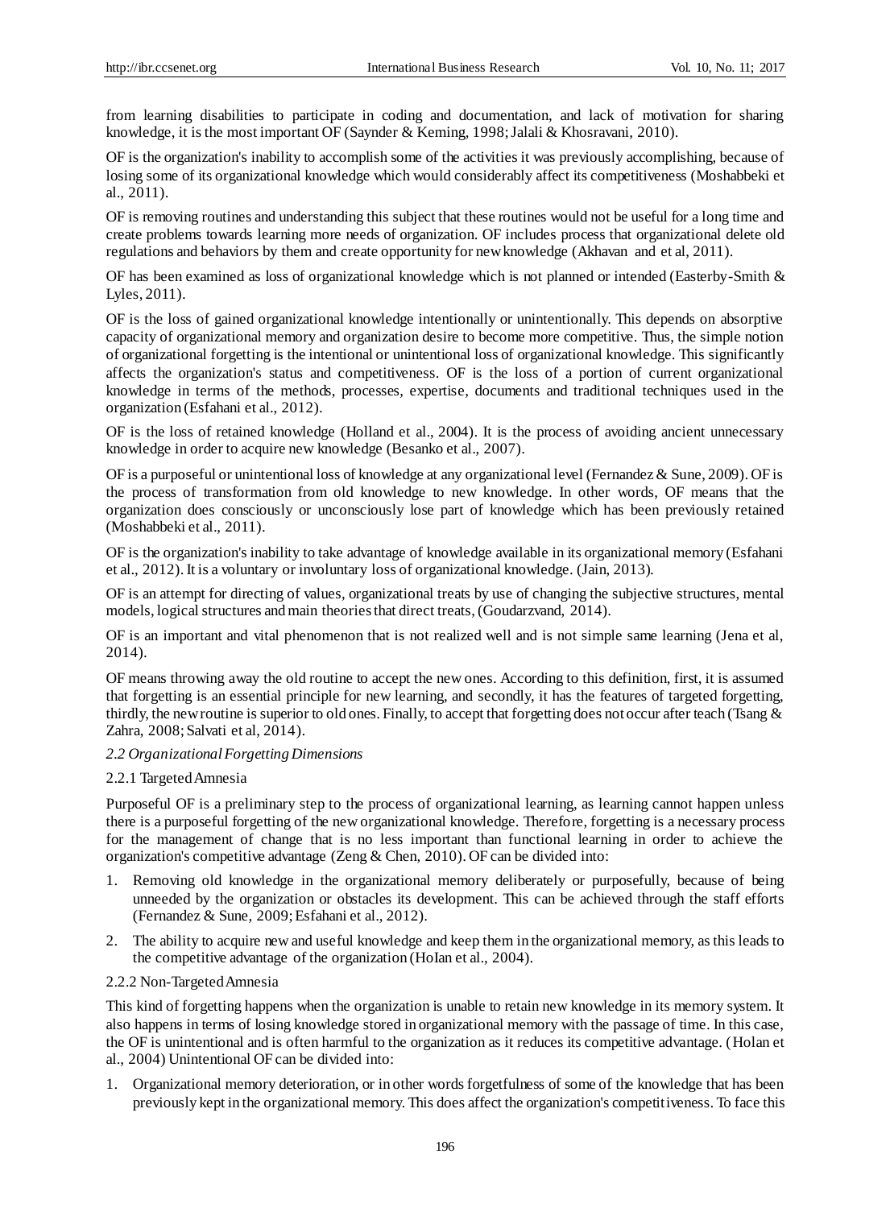from learning disabilities to participate in coding and documentation, and lack of motivation for sharing knowledge, it is the most important OF (Saynder & Kerning, 1998; Jalali & Khosravani, 2010).

OF is the organization's inability to accomplish some of the activities it was previously accomplishing, because of losing some of its organizational knowledge which would considerably affect its competitiveness (Moshabbeki et al., 2011).

OF is removing routines and understanding this subject that these routines would not be useful for a long time and create problems towards learning more needs of organization. OF includes process that organizational delete old regulations and behaviors by them and create opportunity for new knowledge (Akhavan and et al, 2011).

OF has been examined as loss of organizational knowledge which is not planned or intended (Easterby-Smith & Lyles, 2011).

OF is the loss of gained organizational knowledge intentionally or unintentionally. This depends on absorptive capacity of organizational memory and organization desire to become more competitive. Thus, the simple notion of organizational forgetting is the intentional or unintentional loss of organizational knowledge. This significantly affects the organization's status and competitiveness. OF is the loss of a portion of current organizational knowledge in terms of the methods, processes, expertise, documents and traditional techniques used in the organization (Esfahani et al., 2012).

OF is the loss of retained knowledge (Holland et al., 2004). It is the process of avoiding ancient unnecessary knowledge in order to acquire new knowledge (Besanko et al., 2007).

OF is a purposeful or unintentional loss of knowledge at any organizational level (Fernandez & Sune, 2009). OF is the process of transformation from old knowledge to new knowledge. In other words, OF means that the organization does consciously or unconsciously lose part of knowledge which has been previously retained (Moshabbeki et al., 2011).

OF is the organization's inability to take advantage of knowledge available in its organizational memory (Esfahani et al., 2012). It is a voluntary or involuntary loss of organizational knowledge. (Jain, 2013).

OF is an attempt for directing of values, organizational treats by use of changing the subjective structures, mental models, logical structures and main theories that direct treats, (Goudarzvand, 2014).

OF is an important and vital phenomenon that is not realized well and is not simple same learning (Jena et al, 2014).

OF means throwing away the old routine to accept the new ones. According to this definition, first, it is assumed that forgetting is an essential principle for new learning, and secondly, it has the features of targeted forgetting, thirdly, the new routine is superior to old ones. Finally, to accept that forgetting does not occur after teach (Tsang & Zahra, 2008; Salvati et al, 2014).

### *2.2 Organizational Forgetting Dimensions*

#### 2.2.1 Targeted Amnesia

Purposeful OF is a preliminary step to the process of organizational learning, as learning cannot happen unless there is a purposeful forgetting of the new organizational knowledge. Therefore, forgetting is a necessary process for the management of change that is no less important than functional learning in order to achieve the organization's competitive advantage (Zeng & Chen, 2010). OF can be divided into:

1. Removing old knowledge in the organizational memory deliberately or purposefully, because of being unneeded by the organization or obstacles its development. This can be achieved through the staff efforts (Fernandez & Sune, 2009; Esfahani et al., 2012).
2. The ability to acquire new and useful knowledge and keep them in the organizational memory, as this leads to the competitive advantage of the organization (HoIan et al., 2004).

#### 2.2.2 Non-Targeted Amnesia

This kind of forgetting happens when the organization is unable to retain new knowledge in its memory system. It also happens in terms of losing knowledge stored in organizational memory with the passage of time. In this case, the OF is unintentional and is often harmful to the organization as it reduces its competitive advantage. (Holan et al., 2004) Unintentional OF can be divided into:

1. Organizational memory deterioration, or in other words forgetfulness of some of the knowledge that has been previously kept in the organizational memory. This does affect the organization's competitiveness. To face this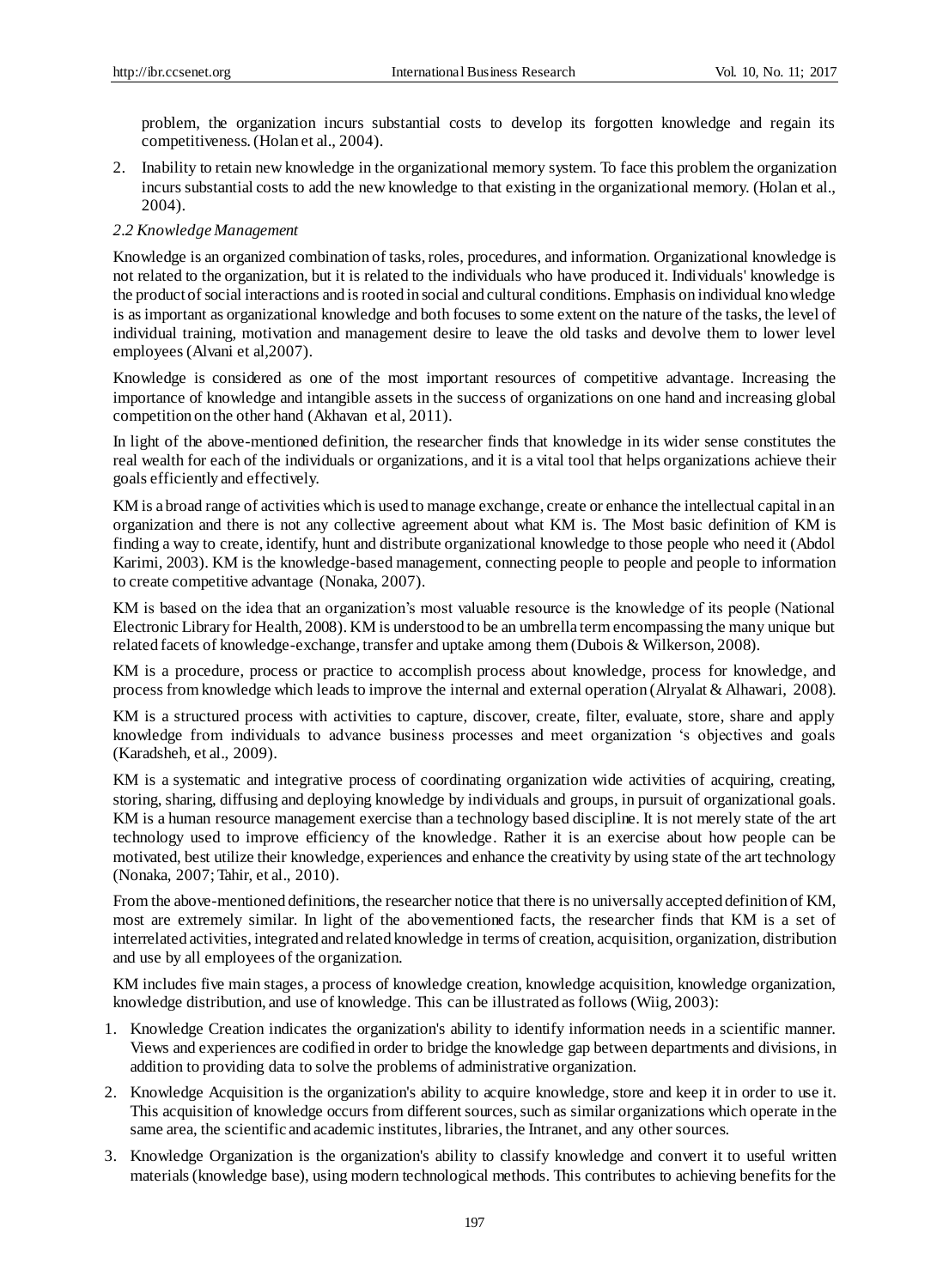problem, the organization incurs substantial costs to develop its forgotten knowledge and regain its competitiveness. (Holan et al., 2004).

2. Inability to retain new knowledge in the organizational memory system. To face this problem the organization incurs substantial costs to add the new knowledge to that existing in the organizational memory. (Holan et al., 2004).

### *2.2 Knowledge Management*

Knowledge is an organized combination of tasks, roles, procedures, and information. Organizational knowledge is not related to the organization, but it is related to the individuals who have produced it. Individuals' knowledge is the product of social interactions and is rooted in social and cultural conditions. Emphasis on individual knowledge is as important as organizational knowledge and both focuses to some extent on the nature of the tasks, the level of individual training, motivation and management desire to leave the old tasks and devolve them to lower level employees (Alvani et al,2007).

Knowledge is considered as one of the most important resources of competitive advantage. Increasing the importance of knowledge and intangible assets in the success of organizations on one hand and increasing global competition on the other hand (Akhavan et al, 2011).

In light of the above-mentioned definition, the researcher finds that knowledge in its wider sense constitutes the real wealth for each of the individuals or organizations, and it is a vital tool that helps organizations achieve their goals efficiently and effectively.

KM is a broad range of activities which is used to manage exchange, create or enhance the intellectual capital in an organization and there is not any collective agreement about what KM is. The Most basic definition of KM is finding a way to create, identify, hunt and distribute organizational knowledge to those people who need it (Abdol Karimi, 2003). KM is the knowledge-based management, connecting people to people and people to information to create competitive advantage (Nonaka, 2007).

KM is based on the idea that an organization's most valuable resource is the knowledge of its people (National Electronic Library for Health, 2008). KM is understood to be an umbrella term encompassing the many unique but related facets of knowledge-exchange, transfer and uptake among them (Dubois & Wilkerson, 2008).

KM is a procedure, process or practice to accomplish process about knowledge, process for knowledge, and process from knowledge which leads to improve the internal and external operation (Alryalat & Alhawari, 2008).

KM is a structured process with activities to capture, discover, create, filter, evaluate, store, share and apply knowledge from individuals to advance business processes and meet organization 's objectives and goals (Karadsheh, et al., 2009).

KM is a systematic and integrative process of coordinating organization wide activities of acquiring, creating, storing, sharing, diffusing and deploying knowledge by individuals and groups, in pursuit of organizational goals. KM is a human resource management exercise than a technology based discipline. It is not merely state of the art technology used to improve efficiency of the knowledge. Rather it is an exercise about how people can be motivated, best utilize their knowledge, experiences and enhance the creativity by using state of the art technology (Nonaka, 2007; Tahir, et al., 2010).

From the above-mentioned definitions, the researcher notice that there is no universally accepted definition of KM, most are extremely similar. In light of the abovementioned facts, the researcher finds that KM is a set of interrelated activities, integrated and related knowledge in terms of creation, acquisition, organization, distribution and use by all employees of the organization.

KM includes five main stages, a process of knowledge creation, knowledge acquisition, knowledge organization, knowledge distribution, and use of knowledge. This can be illustrated as follows (Wiig, 2003):

1. Knowledge Creation indicates the organization's ability to identify information needs in a scientific manner. Views and experiences are codified in order to bridge the knowledge gap between departments and divisions, in addition to providing data to solve the problems of administrative organization.

2. Knowledge Acquisition is the organization's ability to acquire knowledge, store and keep it in order to use it. This acquisition of knowledge occurs from different sources, such as similar organizations which operate in the same area, the scientific and academic institutes, libraries, the Intranet, and any other sources.

3. Knowledge Organization is the organization's ability to classify knowledge and convert it to useful written materials (knowledge base), using modern technological methods. This contributes to achieving benefits for the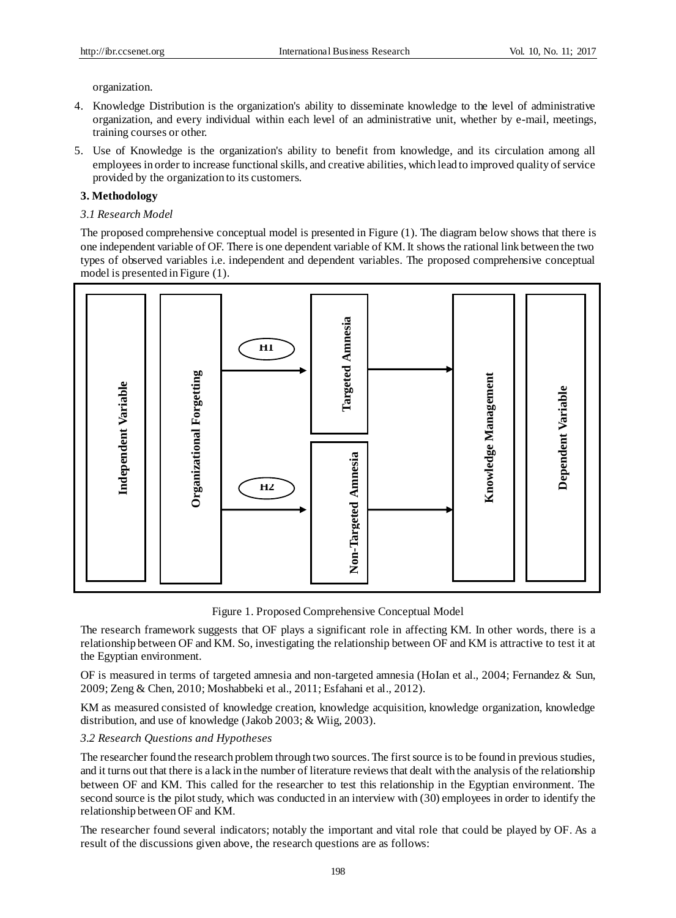organization.

4. Knowledge Distribution is the organization's ability to disseminate knowledge to the level of administrative organization, and every individual within each level of an administrative unit, whether by e-mail, meetings, training courses or other.
5. Use of Knowledge is the organization's ability to benefit from knowledge, and its circulation among all employees in order to increase functional skills, and creative abilities, which lead to improved quality of service provided by the organization to its customers.

## 3. Methodology

### *3.1 Research Model*

The proposed comprehensive conceptual model is presented in Figure (1). The diagram below shows that there is one independent variable of OF. There is one dependent variable of KM. It shows the rational link between the two types of observed variables i.e. independent and dependent variables. The proposed comprehensive conceptual model is presented in Figure (1).

Independent Variable | Organizational Forgetting → (H1) Targeted Amnesia → Knowledge Management | Dependent Variable

Organizational Forgetting → (H2) Non-Targeted Amnesia → Knowledge Management

Figure 1. Proposed Comprehensive Conceptual Model

The research framework suggests that OF plays a significant role in affecting KM. In other words, there is a relationship between OF and KM. So, investigating the relationship between OF and KM is attractive to test it at the Egyptian environment.

OF is measured in terms of targeted amnesia and non-targeted amnesia (HoIan et al., 2004; Fernandez & Sun, 2009; Zeng & Chen, 2010; Moshabbeki et al., 2011; Esfahani et al., 2012).

KM as measured consisted of knowledge creation, knowledge acquisition, knowledge organization, knowledge distribution, and use of knowledge (Jakob 2003; & Wiig, 2003).

### *3.2 Research Questions and Hypotheses*

The researcher found the research problem through two sources. The first source is to be found in previous studies, and it turns out that there is a lack in the number of literature reviews that dealt with the analysis of the relationship between OF and KM. This called for the researcher to test this relationship in the Egyptian environment. The second source is the pilot study, which was conducted in an interview with (30) employees in order to identify the relationship between OF and KM.

The researcher found several indicators; notably the important and vital role that could be played by OF. As a result of the discussions given above, the research questions are as follows: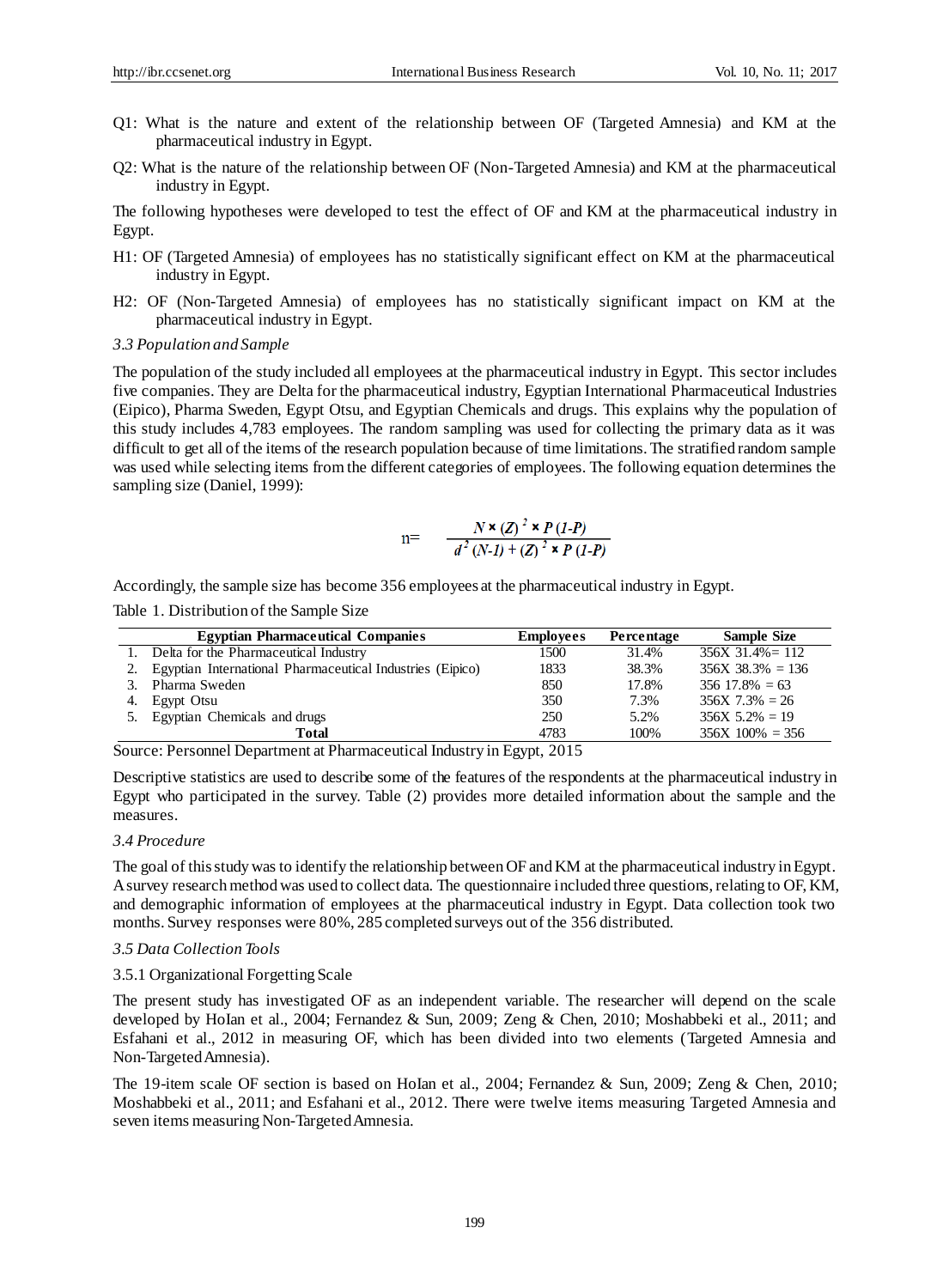Q1: What is the nature and extent of the relationship between OF (Targeted Amnesia) and KM at the pharmaceutical industry in Egypt.

Q2: What is the nature of the relationship between OF (Non-Targeted Amnesia) and KM at the pharmaceutical industry in Egypt.

The following hypotheses were developed to test the effect of OF and KM at the pharmaceutical industry in Egypt.

H1: OF (Targeted Amnesia) of employees has no statistically significant effect on KM at the pharmaceutical industry in Egypt.

H2: OF (Non-Targeted Amnesia) of employees has no statistically significant impact on KM at the pharmaceutical industry in Egypt.

### *3.3 Population and Sample*

The population of the study included all employees at the pharmaceutical industry in Egypt. This sector includes five companies. They are Delta for the pharmaceutical industry, Egyptian International Pharmaceutical Industries (Eipico), Pharma Sweden, Egypt Otsu, and Egyptian Chemicals and drugs. This explains why the population of this study includes 4,783 employees. The random sampling was used for collecting the primary data as it was difficult to get all of the items of the research population because of time limitations. The stratified random sample was used while selecting items from the different categories of employees. The following equation determines the sampling size (Daniel, 1999):

$$n = \frac{N \times (Z)^2 \times P\,(1-P)}{d^2\,(N-1) + (Z)^2 \times P\,(1-P)}$$

Accordingly, the sample size has become 356 employees at the pharmaceutical industry in Egypt.

Table 1. Distribution of the Sample Size

| Egyptian Pharmaceutical Companies | Employees | Percentage | Sample Size |
|---|---|---|---|
| 1. Delta for the Pharmaceutical Industry | 1500 | 31.4% | 356X 31.4%= 112 |
| 2. Egyptian International Pharmaceutical Industries (Eipico) | 1833 | 38.3% | 356X 38.3% = 136 |
| 3. Pharma Sweden | 850 | 17.8% | 356 17.8% = 63 |
| 4. Egypt Otsu | 350 | 7.3% | 356X 7.3% = 26 |
| 5. Egyptian Chemicals and drugs | 250 | 5.2% | 356X 5.2% = 19 |
| **Total** | 4783 | 100% | 356X 100% = 356 |

Source: Personnel Department at Pharmaceutical Industry in Egypt, 2015

Descriptive statistics are used to describe some of the features of the respondents at the pharmaceutical industry in Egypt who participated in the survey. Table (2) provides more detailed information about the sample and the measures.

### *3.4 Procedure*

The goal of this study was to identify the relationship between OF and KM at the pharmaceutical industry in Egypt. A survey research method was used to collect data. The questionnaire included three questions, relating to OF, KM, and demographic information of employees at the pharmaceutical industry in Egypt. Data collection took two months. Survey responses were 80%, 285 completed surveys out of the 356 distributed.

### *3.5 Data Collection Tools*

#### 3.5.1 Organizational Forgetting Scale

The present study has investigated OF as an independent variable. The researcher will depend on the scale developed by HoIan et al., 2004; Fernandez & Sun, 2009; Zeng & Chen, 2010; Moshabbeki et al., 2011; and Esfahani et al., 2012 in measuring OF, which has been divided into two elements (Targeted Amnesia and Non-Targeted Amnesia).

The 19-item scale OF section is based on HoIan et al., 2004; Fernandez & Sun, 2009; Zeng & Chen, 2010; Moshabbeki et al., 2011; and Esfahani et al., 2012. There were twelve items measuring Targeted Amnesia and seven items measuring Non-Targeted Amnesia.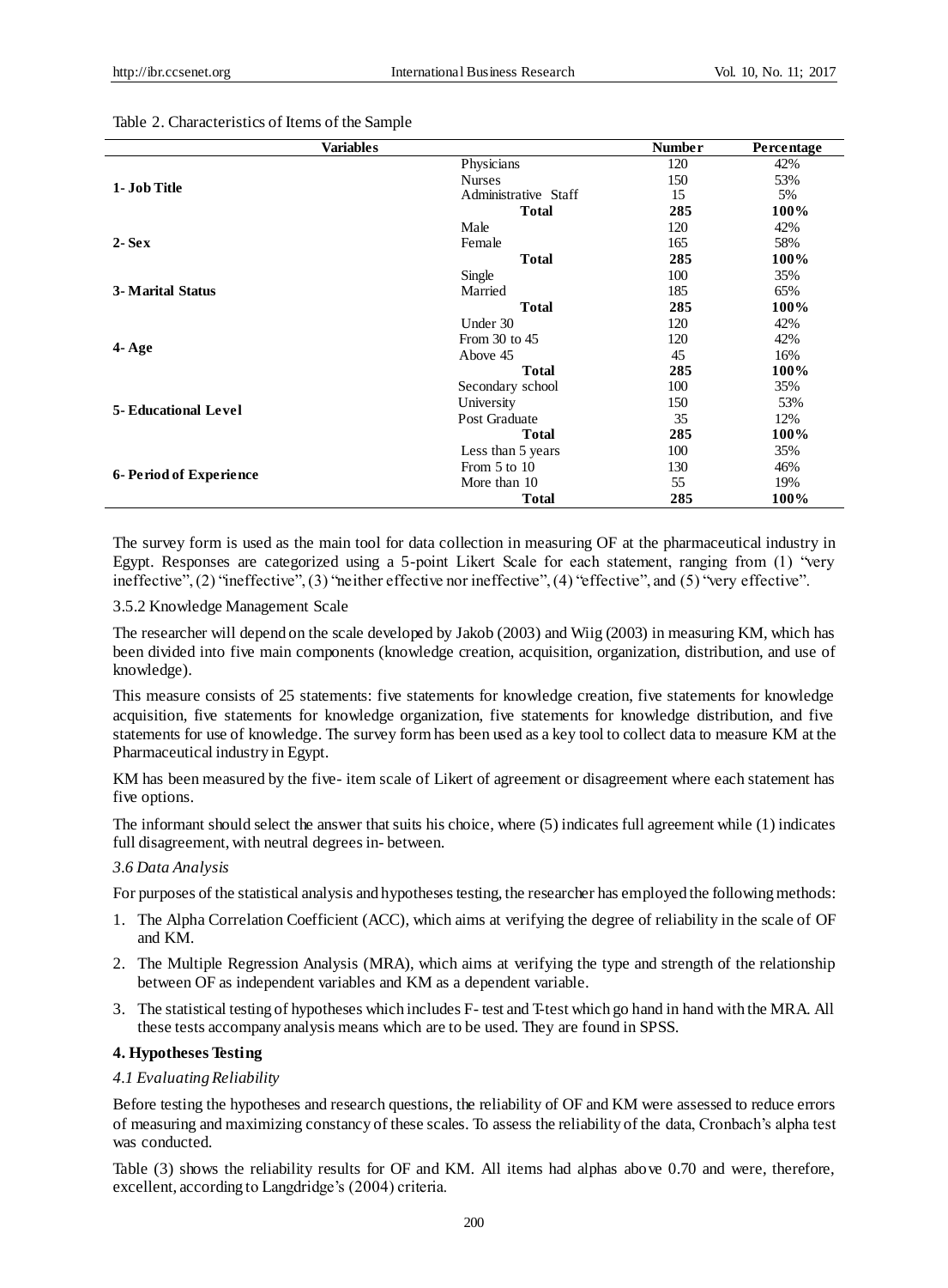Table 2. Characteristics of Items of the Sample

| Variables | | Number | Percentage |
|---|---|---|---|
| 1- Job Title | Physicians | 120 | 42% |
| | Nurses | 150 | 53% |
| | Administrative Staff | 15 | 5% |
| | **Total** | **285** | **100%** |
| 2- Sex | Male | 120 | 42% |
| | Female | 165 | 58% |
| | **Total** | **285** | **100%** |
| 3- Marital Status | Single | 100 | 35% |
| | Married | 185 | 65% |
| | **Total** | **285** | **100%** |
| 4- Age | Under 30 | 120 | 42% |
| | From 30 to 45 | 120 | 42% |
| | Above 45 | 45 | 16% |
| | **Total** | **285** | **100%** |
| 5- Educational Level | Secondary school | 100 | 35% |
| | University | 150 | 53% |
| | Post Graduate | 35 | 12% |
| | **Total** | **285** | **100%** |
| 6- Period of Experience | Less than 5 years | 100 | 35% |
| | From 5 to 10 | 130 | 46% |
| | More than 10 | 55 | 19% |
| | **Total** | **285** | **100%** |

The survey form is used as the main tool for data collection in measuring OF at the pharmaceutical industry in Egypt. Responses are categorized using a 5-point Likert Scale for each statement, ranging from (1) "very ineffective", (2) "ineffective", (3) "neither effective nor ineffective", (4) "effective", and (5) "very effective".

3.5.2 Knowledge Management Scale

The researcher will depend on the scale developed by Jakob (2003) and Wiig (2003) in measuring KM, which has been divided into five main components (knowledge creation, acquisition, organization, distribution, and use of knowledge).

This measure consists of 25 statements: five statements for knowledge creation, five statements for knowledge acquisition, five statements for knowledge organization, five statements for knowledge distribution, and five statements for use of knowledge. The survey form has been used as a key tool to collect data to measure KM at the Pharmaceutical industry in Egypt.

KM has been measured by the five- item scale of Likert of agreement or disagreement where each statement has five options.

The informant should select the answer that suits his choice, where (5) indicates full agreement while (1) indicates full disagreement, with neutral degrees in- between.

*3.6 Data Analysis*

For purposes of the statistical analysis and hypotheses testing, the researcher has employed the following methods:

1. The Alpha Correlation Coefficient (ACC), which aims at verifying the degree of reliability in the scale of OF and KM.
2. The Multiple Regression Analysis (MRA), which aims at verifying the type and strength of the relationship between OF as independent variables and KM as a dependent variable.
3. The statistical testing of hypotheses which includes F- test and T-test which go hand in hand with the MRA. All these tests accompany analysis means which are to be used. They are found in SPSS.

## 4. Hypotheses Testing

*4.1 Evaluating Reliability*

Before testing the hypotheses and research questions, the reliability of OF and KM were assessed to reduce errors of measuring and maximizing constancy of these scales. To assess the reliability of the data, Cronbach's alpha test was conducted.

Table (3) shows the reliability results for OF and KM. All items had alphas above 0.70 and were, therefore, excellent, according to Langdridge's (2004) criteria.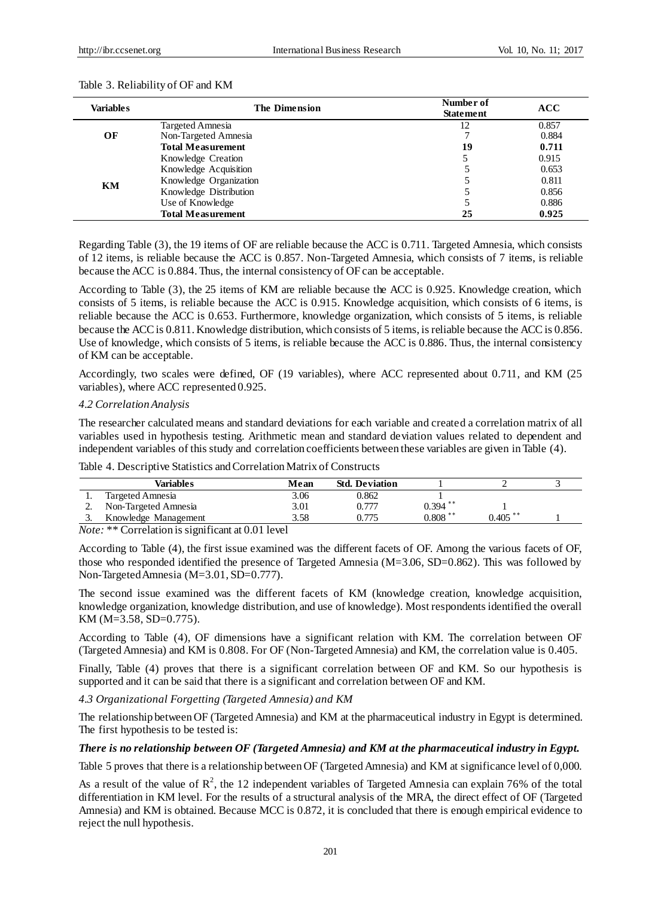Table 3. Reliability of OF and KM

| Variables | The Dimension | Number of Statement | ACC |
|---|---|---|---|
| OF | Targeted Amnesia | 12 | 0.857 |
| | Non-Targeted Amnesia | 7 | 0.884 |
| | **Total Measurement** | **19** | **0.711** |
| KM | Knowledge Creation | 5 | 0.915 |
| | Knowledge Acquisition | 5 | 0.653 |
| | Knowledge Organization | 5 | 0.811 |
| | Knowledge Distribution | 5 | 0.856 |
| | Use of Knowledge | 5 | 0.886 |
| | **Total Measurement** | **25** | **0.925** |

Regarding Table (3), the 19 items of OF are reliable because the ACC is 0.711. Targeted Amnesia, which consists of 12 items, is reliable because the ACC is 0.857. Non-Targeted Amnesia, which consists of 7 items, is reliable because the ACC is 0.884. Thus, the internal consistency of OF can be acceptable.

According to Table (3), the 25 items of KM are reliable because the ACC is 0.925. Knowledge creation, which consists of 5 items, is reliable because the ACC is 0.915. Knowledge acquisition, which consists of 6 items, is reliable because the ACC is 0.653. Furthermore, knowledge organization, which consists of 5 items, is reliable because the ACC is 0.811. Knowledge distribution, which consists of 5 items, is reliable because the ACC is 0.856. Use of knowledge, which consists of 5 items, is reliable because the ACC is 0.886. Thus, the internal consistency of KM can be acceptable.

Accordingly, two scales were defined, OF (19 variables), where ACC represented about 0.711, and KM (25 variables), where ACC represented 0.925.

*4.2 Correlation Analysis*

The researcher calculated means and standard deviations for each variable and created a correlation matrix of all variables used in hypothesis testing. Arithmetic mean and standard deviation values related to dependent and independent variables of this study and correlation coefficients between these variables are given in Table (4).

Table 4. Descriptive Statistics and Correlation Matrix of Constructs

| | Variables | Mean | Std. Deviation | 1 | 2 | 3 |
|---|---|---|---|---|---|---|
| 1. | Targeted Amnesia | 3.06 | 0.862 | 1 | | |
| 2. | Non-Targeted Amnesia | 3.01 | 0.777 | 0.394 ** | 1 | |
| 3. | Knowledge Management | 3.58 | 0.775 | 0.808 ** | 0.405 ** | 1 |

*Note:* ** Correlation is significant at 0.01 level

According to Table (4), the first issue examined was the different facets of OF. Among the various facets of OF, those who responded identified the presence of Targeted Amnesia (M=3.06, SD=0.862). This was followed by Non-Targeted Amnesia (M=3.01, SD=0.777).

The second issue examined was the different facets of KM (knowledge creation, knowledge acquisition, knowledge organization, knowledge distribution, and use of knowledge). Most respondents identified the overall KM (M=3.58, SD=0.775).

According to Table (4), OF dimensions have a significant relation with KM. The correlation between OF (Targeted Amnesia) and KM is 0.808. For OF (Non-Targeted Amnesia) and KM, the correlation value is 0.405.

Finally, Table (4) proves that there is a significant correlation between OF and KM. So our hypothesis is supported and it can be said that there is a significant and correlation between OF and KM.

*4.3 Organizational Forgetting (Targeted Amnesia) and KM*

The relationship between OF (Targeted Amnesia) and KM at the pharmaceutical industry in Egypt is determined. The first hypothesis to be tested is:

***There is no relationship between OF (Targeted Amnesia) and KM at the pharmaceutical industry in Egypt.***

Table 5 proves that there is a relationship between OF (Targeted Amnesia) and KM at significance level of 0,000.

As a result of the value of $R^2$, the 12 independent variables of Targeted Amnesia can explain 76% of the total differentiation in KM level. For the results of a structural analysis of the MRA, the direct effect of OF (Targeted Amnesia) and KM is obtained. Because MCC is 0.872, it is concluded that there is enough empirical evidence to reject the null hypothesis.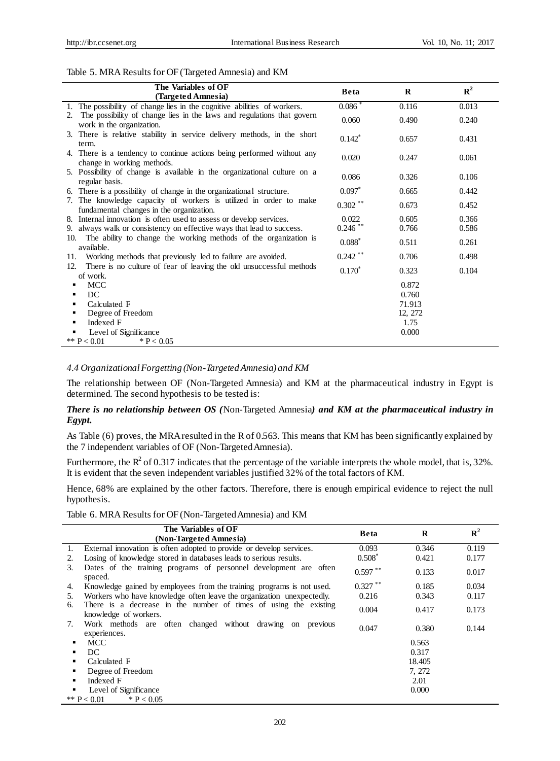Table 5. MRA Results for OF (Targeted Amnesia) and KM

| The Variables of OF (Targeted Amnesia) | Beta | R | $R^2$ |
|---|---|---|---|
| 1. The possibility of change lies in the cognitive abilities of workers. | 0.086 * | 0.116 | 0.013 |
| 2. The possibility of change lies in the laws and regulations that govern work in the organization. | 0.060 | 0.490 | 0.240 |
| 3. There is relative stability in service delivery methods, in the short term. | 0.142* | 0.657 | 0.431 |
| 4. There is a tendency to continue actions being performed without any change in working methods. | 0.020 | 0.247 | 0.061 |
| 5. Possibility of change is available in the organizational culture on a regular basis. | 0.086 | 0.326 | 0.106 |
| 6. There is a possibility of change in the organizational structure. | 0.097* | 0.665 | 0.442 |
| 7. The knowledge capacity of workers is utilized in order to make fundamental changes in the organization. | 0.302 ** | 0.673 | 0.452 |
| 8. Internal innovation is often used to assess or develop services. | 0.022 | 0.605 | 0.366 |
| 9. always walk or consistency on effective ways that lead to success. | 0.246 ** | 0.766 | 0.586 |
| 10. The ability to change the working methods of the organization is available. | 0.088* | 0.511 | 0.261 |
| 11. Working methods that previously led to failure are avoided. | 0.242 ** | 0.706 | 0.498 |
| 12. There is no culture of fear of leaving the old unsuccessful methods of work. | 0.170* | 0.323 | 0.104 |
| ▪ MCC | | 0.872 | |
| ▪ DC | | 0.760 | |
| ▪ Calculated F | | 71.913 | |
| ▪ Degree of Freedom | | 12, 272 | |
| ▪ Indexed F | | 1.75 | |
| ▪ Level of Significance | | 0.000 | |
| ** P < 0.01 &nbsp;&nbsp; * P < 0.05 | | | |

### *4.4 Organizational Forgetting (Non-Targeted Amnesia) and KM*

The relationship between OF (Non-Targeted Amnesia) and KM at the pharmaceutical industry in Egypt is determined. The second hypothesis to be tested is:

***There is no relationship between OS (*Non-Targeted Amnesia*) and KM at the pharmaceutical industry in Egypt.***

As Table (6) proves, the MRA resulted in the R of 0.563. This means that KM has been significantly explained by the 7 independent variables of OF (Non-Targeted Amnesia).

Furthermore, the $R^2$ of 0.317 indicates that the percentage of the variable interprets the whole model, that is, 32%. It is evident that the seven independent variables justified 32% of the total factors of KM.

Hence, 68% are explained by the other factors. Therefore, there is enough empirical evidence to reject the null hypothesis.

Table 6. MRA Results for OF (Non-Targeted Amnesia) and KM

| The Variables of OF (Non-Targeted Amnesia) | Beta | R | $R^2$ |
|---|---|---|---|
| 1. External innovation is often adopted to provide or develop services. | 0.093 | 0.346 | 0.119 |
| 2. Losing of knowledge stored in databases leads to serious results. | 0.508* | 0.421 | 0.177 |
| 3. Dates of the training programs of personnel development are often spaced. | 0.597 ** | 0.133 | 0.017 |
| 4. Knowledge gained by employees from the training programs is not used. | 0.327 ** | 0.185 | 0.034 |
| 5. Workers who have knowledge often leave the organization unexpectedly. | 0.216 | 0.343 | 0.117 |
| 6. There is a decrease in the number of times of using the existing knowledge of workers. | 0.004 | 0.417 | 0.173 |
| 7. Work methods are often changed without drawing on previous experiences. | 0.047 | 0.380 | 0.144 |
| ▪ MCC | | 0.563 | |
| ▪ DC | | 0.317 | |
| ▪ Calculated F | | 18.405 | |
| ▪ Degree of Freedom | | 7, 272 | |
| ▪ Indexed F | | 2.01 | |
| ▪ Level of Significance | | 0.000 | |
| ** P < 0.01 &nbsp;&nbsp; * P < 0.05 | | | |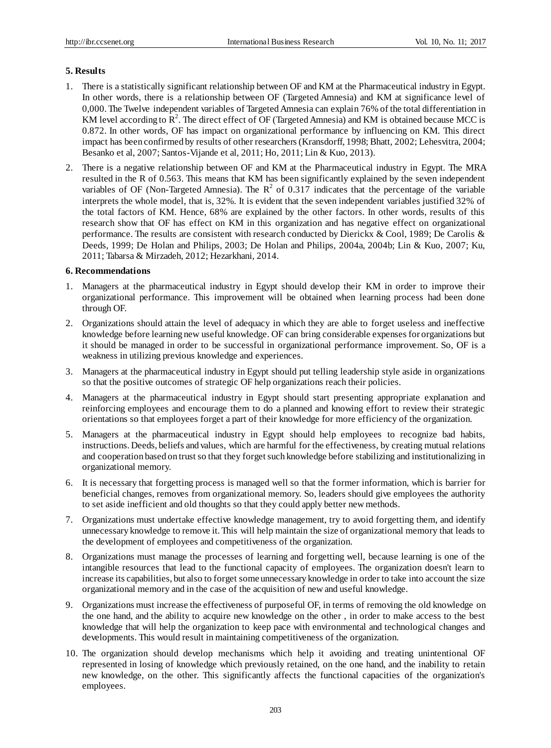## 5. Results

1. There is a statistically significant relationship between OF and KM at the Pharmaceutical industry in Egypt. In other words, there is a relationship between OF (Targeted Amnesia) and KM at significance level of 0,000. The Twelve independent variables of Targeted Amnesia can explain 76% of the total differentiation in KM level according to $R^2$. The direct effect of OF (Targeted Amnesia) and KM is obtained because MCC is 0.872. In other words, OF has impact on organizational performance by influencing on KM. This direct impact has been confirmed by results of other researchers (Kransdorff, 1998; Bhatt, 2002; Lehesvitra, 2004; Besanko et al, 2007; Santos-Vijande et al, 2011; Ho, 2011; Lin & Kuo, 2013).
2. There is a negative relationship between OF and KM at the Pharmaceutical industry in Egypt. The MRA resulted in the R of 0.563. This means that KM has been significantly explained by the seven independent variables of OF (Non-Targeted Amnesia). The $R^2$ of 0.317 indicates that the percentage of the variable interprets the whole model, that is, 32%. It is evident that the seven independent variables justified 32% of the total factors of KM. Hence, 68% are explained by the other factors. In other words, results of this research show that OF has effect on KM in this organization and has negative effect on organizational performance. The results are consistent with research conducted by Dierickx & Cool, 1989; De Carolis & Deeds, 1999; De Holan and Philips, 2003; De Holan and Philips, 2004a, 2004b; Lin & Kuo, 2007; Ku, 2011; Tabarsa & Mirzadeh, 2012; Hezarkhani, 2014.

## 6. Recommendations

1. Managers at the pharmaceutical industry in Egypt should develop their KM in order to improve their organizational performance. This improvement will be obtained when learning process had been done through OF.
2. Organizations should attain the level of adequacy in which they are able to forget useless and ineffective knowledge before learning new useful knowledge. OF can bring considerable expenses for organizations but it should be managed in order to be successful in organizational performance improvement. So, OF is a weakness in utilizing previous knowledge and experiences.
3. Managers at the pharmaceutical industry in Egypt should put telling leadership style aside in organizations so that the positive outcomes of strategic OF help organizations reach their policies.
4. Managers at the pharmaceutical industry in Egypt should start presenting appropriate explanation and reinforcing employees and encourage them to do a planned and knowing effort to review their strategic orientations so that employees forget a part of their knowledge for more efficiency of the organization.
5. Managers at the pharmaceutical industry in Egypt should help employees to recognize bad habits, instructions. Deeds, beliefs and values, which are harmful for the effectiveness, by creating mutual relations and cooperation based on trust so that they forget such knowledge before stabilizing and institutionalizing in organizational memory.
6. It is necessary that forgetting process is managed well so that the former information, which is barrier for beneficial changes, removes from organizational memory. So, leaders should give employees the authority to set aside inefficient and old thoughts so that they could apply better new methods.
7. Organizations must undertake effective knowledge management, try to avoid forgetting them, and identify unnecessary knowledge to remove it. This will help maintain the size of organizational memory that leads to the development of employees and competitiveness of the organization.
8. Organizations must manage the processes of learning and forgetting well, because learning is one of the intangible resources that lead to the functional capacity of employees. The organization doesn't learn to increase its capabilities, but also to forget some unnecessary knowledge in order to take into account the size organizational memory and in the case of the acquisition of new and useful knowledge.
9. Organizations must increase the effectiveness of purposeful OF, in terms of removing the old knowledge on the one hand, and the ability to acquire new knowledge on the other , in order to make access to the best knowledge that will help the organization to keep pace with environmental and technological changes and developments. This would result in maintaining competitiveness of the organization.
10. The organization should develop mechanisms which help it avoiding and treating unintentional OF represented in losing of knowledge which previously retained, on the one hand, and the inability to retain new knowledge, on the other. This significantly affects the functional capacities of the organization's employees.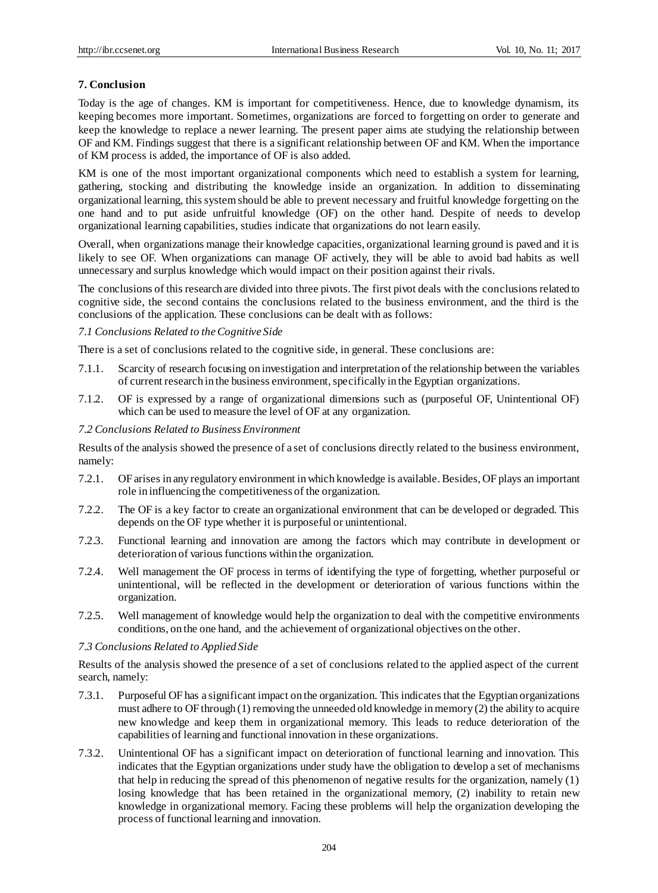## 7. Conclusion

Today is the age of changes. KM is important for competitiveness. Hence, due to knowledge dynamism, its keeping becomes more important. Sometimes, organizations are forced to forgetting on order to generate and keep the knowledge to replace a newer learning. The present paper aims ate studying the relationship between OF and KM. Findings suggest that there is a significant relationship between OF and KM. When the importance of KM process is added, the importance of OF is also added.

KM is one of the most important organizational components which need to establish a system for learning, gathering, stocking and distributing the knowledge inside an organization. In addition to disseminating organizational learning, this system should be able to prevent necessary and fruitful knowledge forgetting on the one hand and to put aside unfruitful knowledge (OF) on the other hand. Despite of needs to develop organizational learning capabilities, studies indicate that organizations do not learn easily.

Overall, when organizations manage their knowledge capacities, organizational learning ground is paved and it is likely to see OF. When organizations can manage OF actively, they will be able to avoid bad habits as well unnecessary and surplus knowledge which would impact on their position against their rivals.

The conclusions of this research are divided into three pivots. The first pivot deals with the conclusions related to cognitive side, the second contains the conclusions related to the business environment, and the third is the conclusions of the application. These conclusions can be dealt with as follows:

### *7.1 Conclusions Related to the Cognitive Side*

There is a set of conclusions related to the cognitive side, in general. These conclusions are:

7.1.1. Scarcity of research focusing on investigation and interpretation of the relationship between the variables of current research in the business environment, specifically in the Egyptian organizations.

7.1.2. OF is expressed by a range of organizational dimensions such as (purposeful OF, Unintentional OF) which can be used to measure the level of OF at any organization.

### *7.2 Conclusions Related to Business Environment*

Results of the analysis showed the presence of a set of conclusions directly related to the business environment, namely:

7.2.1. OF arises in any regulatory environment in which knowledge is available. Besides, OF plays an important role in influencing the competitiveness of the organization.

7.2.2. The OF is a key factor to create an organizational environment that can be developed or degraded. This depends on the OF type whether it is purposeful or unintentional.

7.2.3. Functional learning and innovation are among the factors which may contribute in development or deterioration of various functions within the organization.

7.2.4. Well management the OF process in terms of identifying the type of forgetting, whether purposeful or unintentional, will be reflected in the development or deterioration of various functions within the organization.

7.2.5. Well management of knowledge would help the organization to deal with the competitive environments conditions, on the one hand, and the achievement of organizational objectives on the other.

### *7.3 Conclusions Related to Applied Side*

Results of the analysis showed the presence of a set of conclusions related to the applied aspect of the current search, namely:

7.3.1. Purposeful OF has a significant impact on the organization. This indicates that the Egyptian organizations must adhere to OF through (1) removing the unneeded old knowledge in memory (2) the ability to acquire new knowledge and keep them in organizational memory. This leads to reduce deterioration of the capabilities of learning and functional innovation in these organizations.

7.3.2. Unintentional OF has a significant impact on deterioration of functional learning and innovation. This indicates that the Egyptian organizations under study have the obligation to develop a set of mechanisms that help in reducing the spread of this phenomenon of negative results for the organization, namely (1) losing knowledge that has been retained in the organizational memory, (2) inability to retain new knowledge in organizational memory. Facing these problems will help the organization developing the process of functional learning and innovation.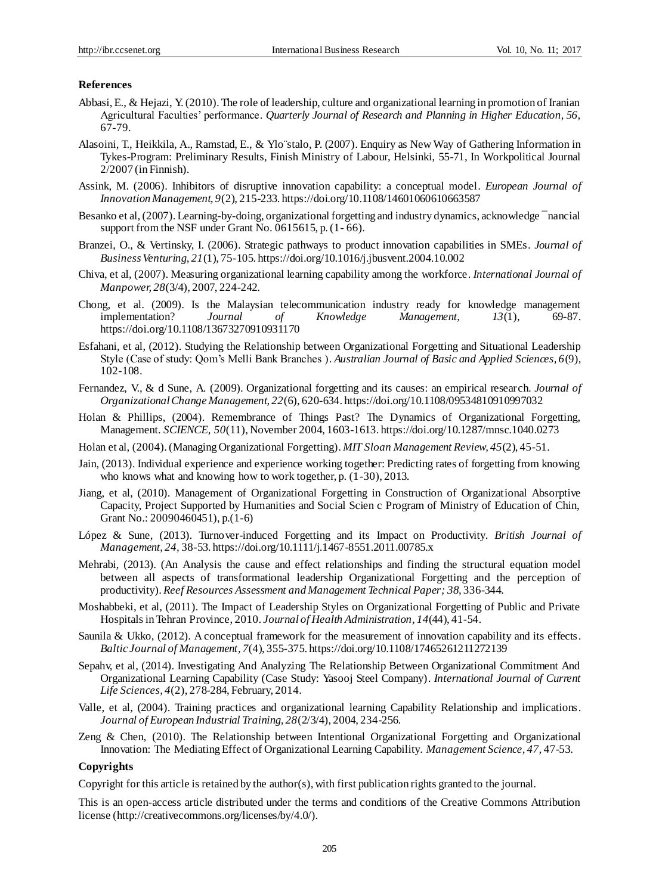**References**

Abbasi, E., & Hejazi, Y. (2010). The role of leadership, culture and organizational learning in promotion of Iranian Agricultural Faculties' performance. *Quarterly Journal of Research and Planning in Higher Education, 56,* 67-79.

Alasoini, T., Heikkila, A., Ramstad, E., & Ylo¨stalo, P. (2007). Enquiry as New Way of Gathering Information in Tykes-Program: Preliminary Results, Finish Ministry of Labour, Helsinki, 55-71, In Workpolitical Journal 2/2007 (in Finnish).

Assink, M. (2006). Inhibitors of disruptive innovation capability: a conceptual model. *European Journal of Innovation Management, 9*(2), 215-233. https://doi.org/10.1108/14601060610663587

Besanko et al, (2007). Learning-by-doing, organizational forgetting and industry dynamics, acknowledge ¯nancial support from the NSF under Grant No. 0615615, p. (1- 66).

Branzei, O., & Vertinsky, I. (2006). Strategic pathways to product innovation capabilities in SMEs. *Journal of Business Venturing, 21*(1), 75-105. https://doi.org/10.1016/j.jbusvent.2004.10.002

Chiva, et al, (2007). Measuring organizational learning capability among the workforce. *International Journal of Manpower, 28*(3/4), 2007, 224-242.

Chong, et al. (2009). Is the Malaysian telecommunication industry ready for knowledge management implementation? *Journal of Knowledge Management, 13*(1), 69-87. https://doi.org/10.1108/13673270910931170

Esfahani, et al, (2012). Studying the Relationship between Organizational Forgetting and Situational Leadership Style (Case of study: Qom's Melli Bank Branches ). *Australian Journal of Basic and Applied Sciences, 6*(9), 102-108.

Fernandez, V., & d Sune, A. (2009). Organizational forgetting and its causes: an empirical research. *Journal of Organizational Change Management, 22*(6), 620-634. https://doi.org/10.1108/09534810910997032

Holan & Phillips, (2004). Remembrance of Things Past? The Dynamics of Organizational Forgetting, Management. *SCIENCE, 50*(11), November 2004, 1603-1613. https://doi.org/10.1287/mnsc.1040.0273

Holan et al, (2004). (Managing Organizational Forgetting). *MIT Sloan Management Review, 45*(2), 45-51.

Jain, (2013). Individual experience and experience working together: Predicting rates of forgetting from knowing who knows what and knowing how to work together, p. (1-30), 2013.

Jiang, et al, (2010). Management of Organizational Forgetting in Construction of Organizational Absorptive Capacity, Project Supported by Humanities and Social Scien c Program of Ministry of Education of Chin, Grant No.: 20090460451), p.(1-6)

López & Sune, (2013). Turnover-induced Forgetting and its Impact on Productivity. *British Journal of Management, 24,* 38-53. https://doi.org/10.1111/j.1467-8551.2011.00785.x

Mehrabi, (2013). (An Analysis the cause and effect relationships and finding the structural equation model between all aspects of transformational leadership Organizational Forgetting and the perception of productivity). *Reef Resources Assessment and Management Technical Paper; 38,* 336-344.

Moshabbeki, et al, (2011). The Impact of Leadership Styles on Organizational Forgetting of Public and Private Hospitals in Tehran Province, 2010. *Journal of Health Administration, 14*(44), 41-54.

Saunila & Ukko, (2012). A conceptual framework for the measurement of innovation capability and its effects. *Baltic Journal of Management, 7*(4), 355-375. https://doi.org/10.1108/17465261211272139

Sepahv, et al, (2014). Investigating And Analyzing The Relationship Between Organizational Commitment And Organizational Learning Capability (Case Study: Yasooj Steel Company). *International Journal of Current Life Sciences, 4*(2), 278-284, February, 2014.

Valle, et al, (2004). Training practices and organizational learning Capability Relationship and implications. *Journal of European Industrial Training, 28*(2/3/4), 2004, 234-256.

Zeng & Chen, (2010). The Relationship between Intentional Organizational Forgetting and Organizational Innovation: The Mediating Effect of Organizational Learning Capability. *Management Science, 47,* 47-53.

**Copyrights**

Copyright for this article is retained by the author(s), with first publication rights granted to the journal.

This is an open-access article distributed under the terms and conditions of the Creative Commons Attribution license (http://creativecommons.org/licenses/by/4.0/).